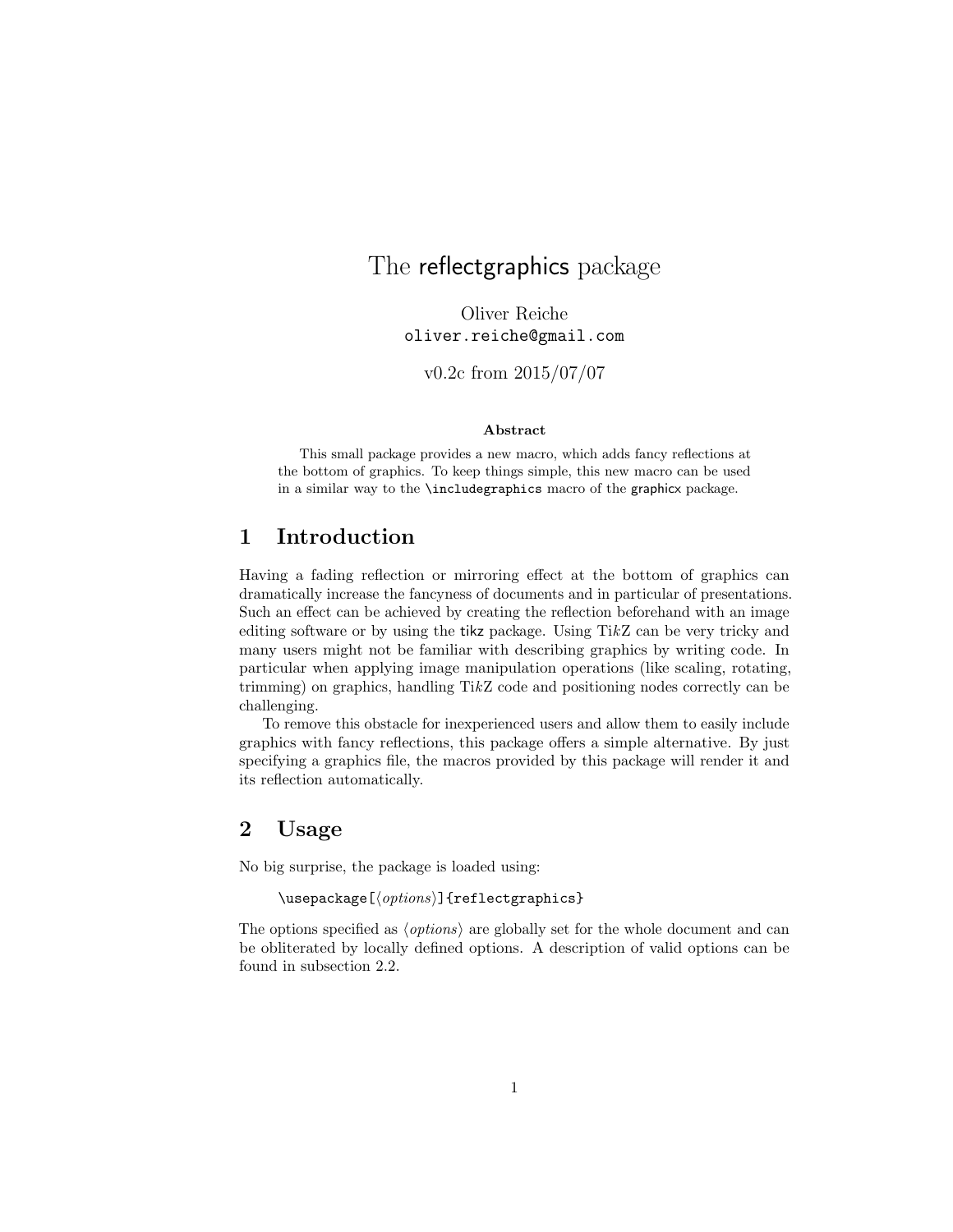# The reflectgraphics package

Oliver Reiche
`oliver.reiche@gmail.com`

v0.2c from 2015/07/07

**Abstract**

This small package provides a new macro, which adds fancy reflections at the bottom of graphics. To keep things simple, this new macro can be used in a similar way to the `\includegraphics` macro of the graphicx package.

## 1 Introduction

Having a fading reflection or mirroring effect at the bottom of graphics can dramatically increase the fancyness of documents and in particular of presentations. Such an effect can be achieved by creating the reflection beforehand with an image editing software or by using the tikz package. Using Ti*k*Z can be very tricky and many users might not be familiar with describing graphics by writing code. In particular when applying image manipulation operations (like scaling, rotating, trimming) on graphics, handling Ti*k*Z code and positioning nodes correctly can be challenging.

To remove this obstacle for inexperienced users and allow them to easily include graphics with fancy reflections, this package offers a simple alternative. By just specifying a graphics file, the macros provided by this package will render it and its reflection automatically.

## 2 Usage

No big surprise, the package is loaded using:

```
\usepackage[⟨options⟩]{reflectgraphics}
```

The options specified as ⟨*options*⟩ are globally set for the whole document and can be obliterated by locally defined options. A description of valid options can be found in subsection 2.2.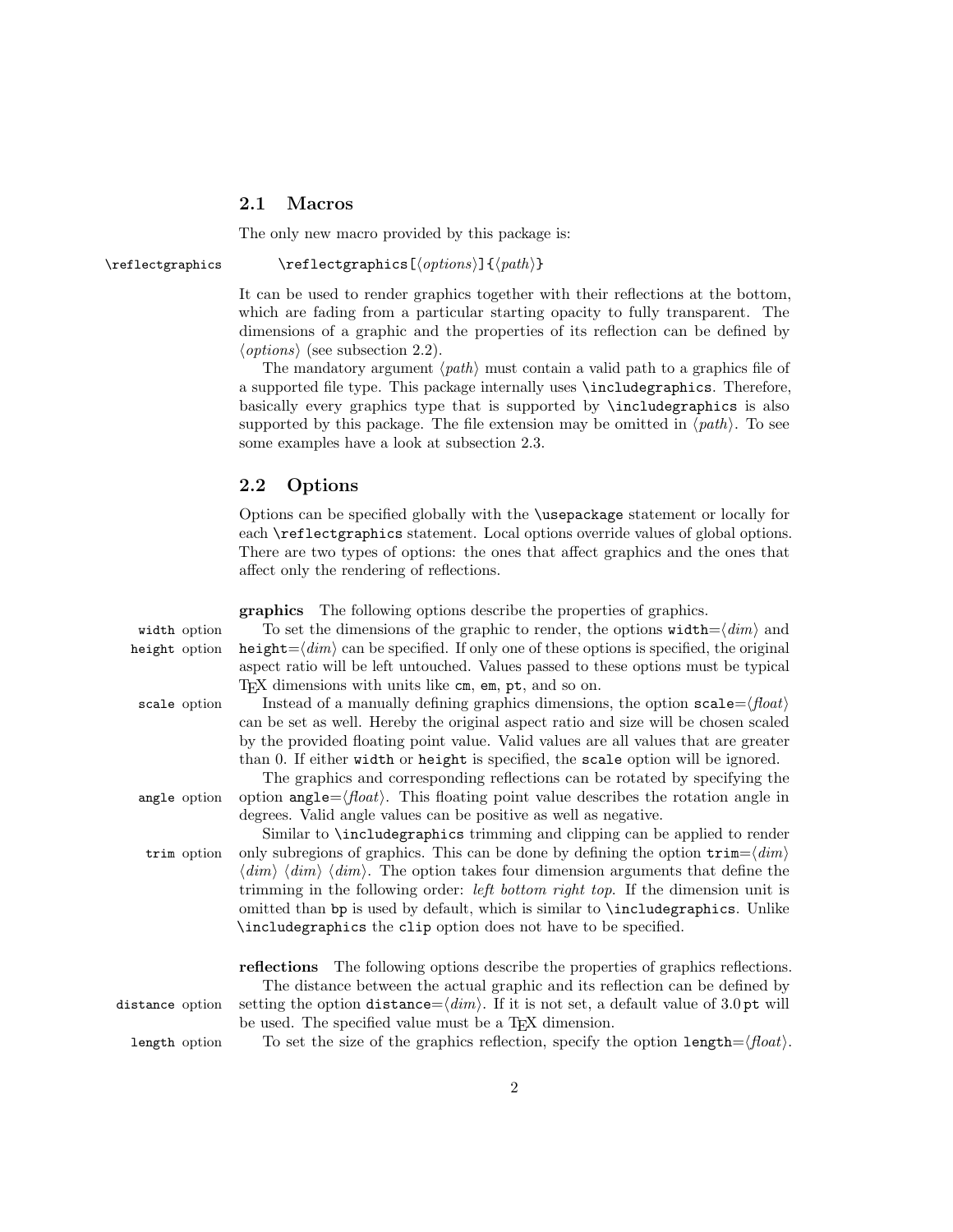### 2.1 Macros

The only new macro provided by this package is:

`\reflectgraphics` `\reflectgraphics[⟨options⟩]{⟨path⟩}`

It can be used to render graphics together with their reflections at the bottom, which are fading from a particular starting opacity to fully transparent. The dimensions of a graphic and the properties of its reflection can be defined by ⟨*options*⟩ (see subsection 2.2).

The mandatory argument ⟨*path*⟩ must contain a valid path to a graphics file of a supported file type. This package internally uses `\includegraphics`. Therefore, basically every graphics type that is supported by `\includegraphics` is also supported by this package. The file extension may be omitted in ⟨*path*⟩. To see some examples have a look at subsection 2.3.

### 2.2 Options

Options can be specified globally with the `\usepackage` statement or locally for each `\reflectgraphics` statement. Local options override values of global options. There are two types of options: the ones that affect graphics and the ones that affect only the rendering of reflections.

**graphics** The following options describe the properties of graphics.

`width` option, `height` option — To set the dimensions of the graphic to render, the options `width`=⟨*dim*⟩ and `height`=⟨*dim*⟩ can be specified. If only one of these options is specified, the original aspect ratio will be left untouched. Values passed to these options must be typical TeX dimensions with units like `cm`, `em`, `pt`, and so on.

`scale` option — Instead of a manually defining graphics dimensions, the option `scale`=⟨*float*⟩ can be set as well. Hereby the original aspect ratio and size will be chosen scaled by the provided floating point value. Valid values are all values that are greater than 0. If either `width` or `height` is specified, the `scale` option will be ignored.

`angle` option — The graphics and corresponding reflections can be rotated by specifying the option `angle`=⟨*float*⟩. This floating point value describes the rotation angle in degrees. Valid angle values can be positive as well as negative.

`trim` option — Similar to `\includegraphics` trimming and clipping can be applied to render only subregions of graphics. This can be done by defining the option `trim`=⟨*dim*⟩ ⟨*dim*⟩ ⟨*dim*⟩ ⟨*dim*⟩. The option takes four dimension arguments that define the trimming in the following order: *left bottom right top*. If the dimension unit is omitted than `bp` is used by default, which is similar to `\includegraphics`. Unlike `\includegraphics` the `clip` option does not have to be specified.

**reflections** The following options describe the properties of graphics reflections.

`distance` option — The distance between the actual graphic and its reflection can be defined by setting the option `distance`=⟨*dim*⟩. If it is not set, a default value of 3.0 `pt` will be used. The specified value must be a TeX dimension.

`length` option — To set the size of the graphics reflection, specify the option `length`=⟨*float*⟩.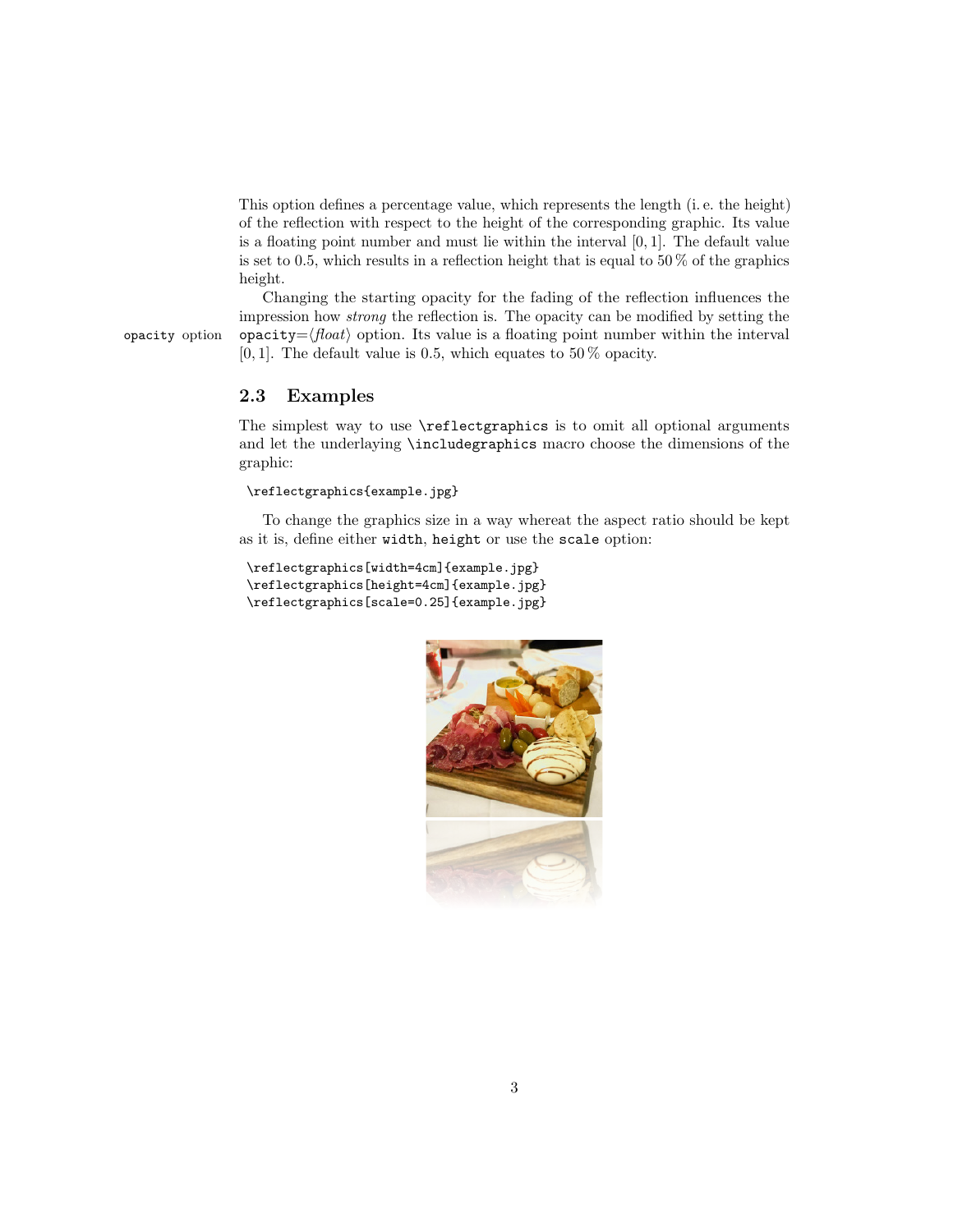This option defines a percentage value, which represents the length (i. e. the height) of the reflection with respect to the height of the corresponding graphic. Its value is a floating point number and must lie within the interval $[0, 1]$. The default value is set to 0.5, which results in a reflection height that is equal to 50 % of the graphics height.

Changing the starting opacity for the fading of the reflection influences the impression how *strong* the reflection is. The opacity can be modified by setting the `opacity`=⟨*float*⟩ option. Its value is a floating point number within the interval $[0, 1]$. The default value is 0.5, which equates to 50 % opacity.

`opacity` option

## 2.3 Examples

The simplest way to use `\reflectgraphics` is to omit all optional arguments and let the underlaying `\includegraphics` macro choose the dimensions of the graphic:

```
\reflectgraphics{example.jpg}
```

To change the graphics size in a way whereat the aspect ratio should be kept as it is, define either `width`, `height` or use the `scale` option:

```
\reflectgraphics[width=4cm]{example.jpg}
\reflectgraphics[height=4cm]{example.jpg}
\reflectgraphics[scale=0.25]{example.jpg}
```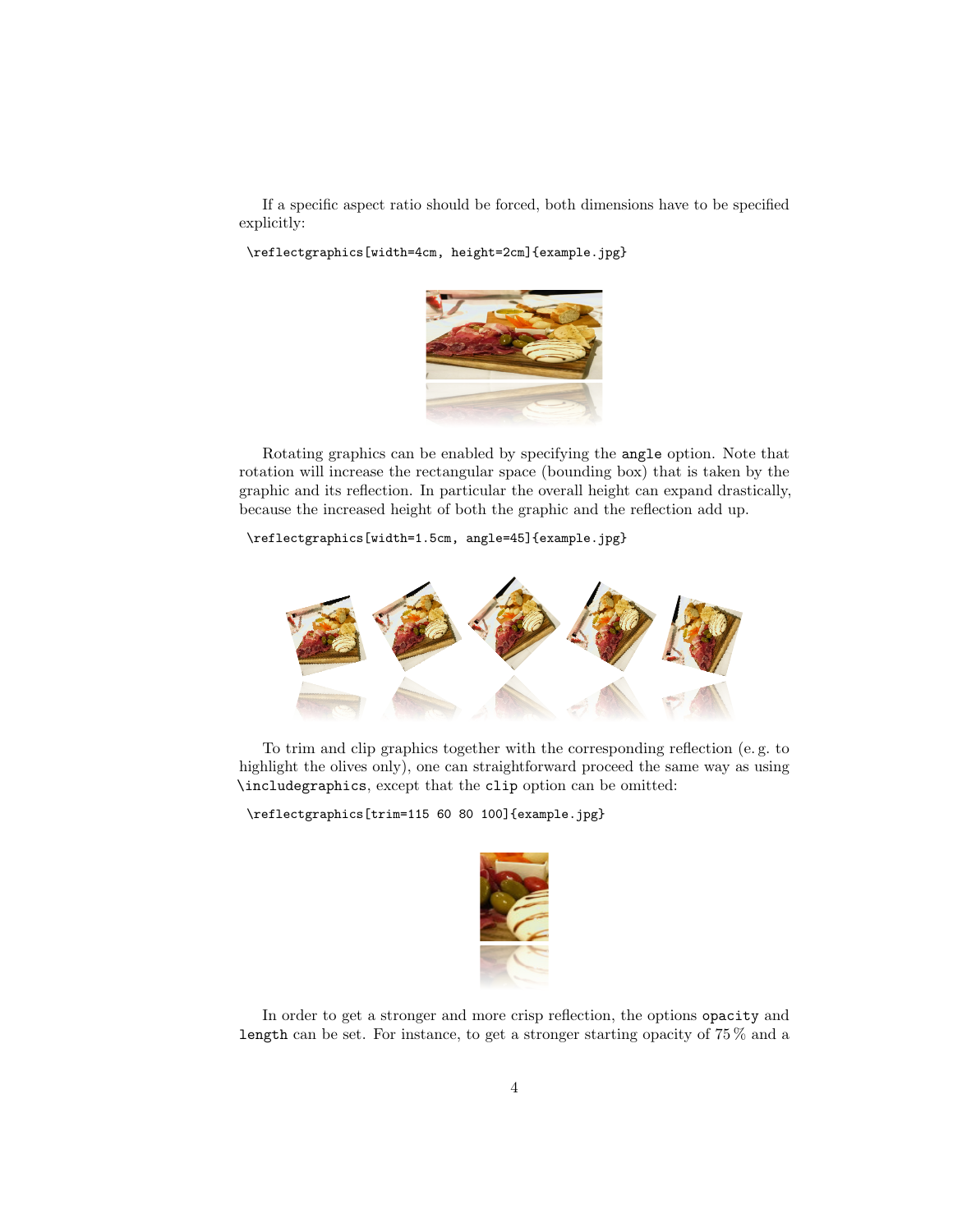If a specific aspect ratio should be forced, both dimensions have to be specified explicitly:

```
\reflectgraphics[width=4cm, height=2cm]{example.jpg}
```

Rotating graphics can be enabled by specifying the `angle` option. Note that rotation will increase the rectangular space (bounding box) that is taken by the graphic and its reflection. In particular the overall height can expand drastically, because the increased height of both the graphic and the reflection add up.

```
\reflectgraphics[width=1.5cm, angle=45]{example.jpg}
```

To trim and clip graphics together with the corresponding reflection (e. g. to highlight the olives only), one can straightforward proceed the same way as using `\includegraphics`, except that the `clip` option can be omitted:

```
\reflectgraphics[trim=115 60 80 100]{example.jpg}
```

In order to get a stronger and more crisp reflection, the options `opacity` and `length` can be set. For instance, to get a stronger starting opacity of 75 % and a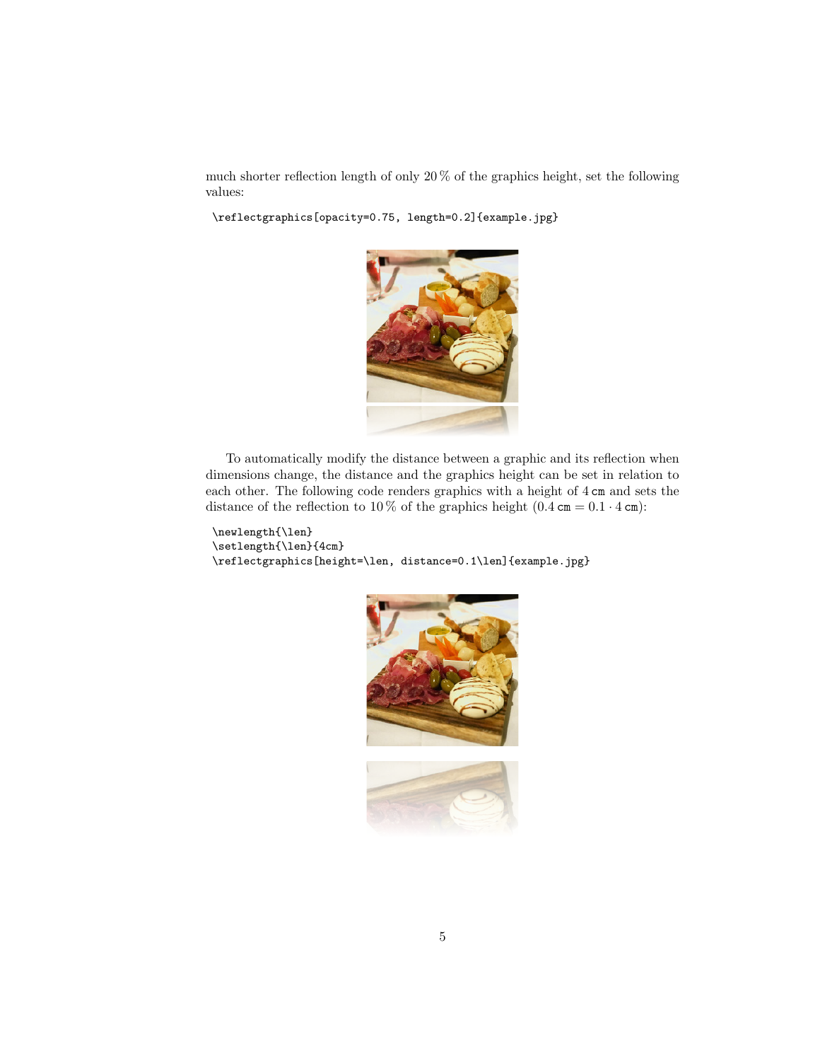much shorter reflection length of only 20 % of the graphics height, set the following values:

```
\reflectgraphics[opacity=0.75, length=0.2]{example.jpg}
```

To automatically modify the distance between a graphic and its reflection when dimensions change, the distance and the graphics height can be set in relation to each other. The following code renders graphics with a height of 4 cm and sets the distance of the reflection to 10 % of the graphics height ($0.4\,\texttt{cm} = 0.1 \cdot 4\,\texttt{cm}$):

```
\newlength{\len}
\setlength{\len}{4cm}
\reflectgraphics[height=\len, distance=0.1\len]{example.jpg}
```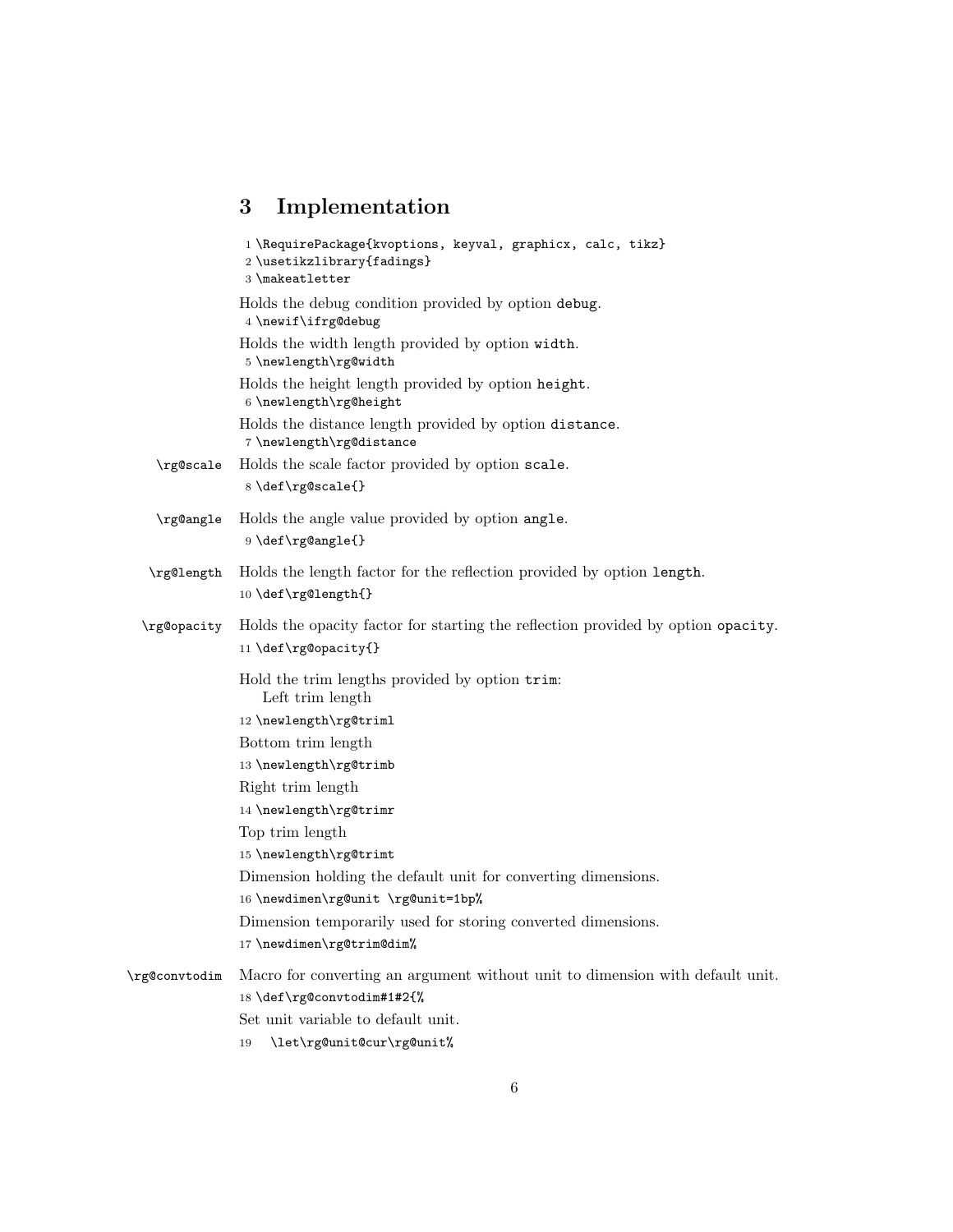# 3 Implementation

```
1 \RequirePackage{kvoptions, keyval, graphicx, calc, tikz}
2 \usetikzlibrary{fadings}
3 \makeatletter
```

Holds the debug condition provided by option `debug`.

```
4 \newif\ifrg@debug
```

Holds the width length provided by option `width`.

```
5 \newlength\rg@width
```

Holds the height length provided by option `height`.

```
6 \newlength\rg@height
```

Holds the distance length provided by option `distance`.

```
7 \newlength\rg@distance
```

`\rg@scale` Holds the scale factor provided by option `scale`.

```
8 \def\rg@scale{}
```

`\rg@angle` Holds the angle value provided by option `angle`.

```
9 \def\rg@angle{}
```

`\rg@length` Holds the length factor for the reflection provided by option `length`.

```
10 \def\rg@length{}
```

`\rg@opacity` Holds the opacity factor for starting the reflection provided by option `opacity`.

```
11 \def\rg@opacity{}
```

Hold the trim lengths provided by option `trim`:
Left trim length

```
12 \newlength\rg@triml
```

Bottom trim length

```
13 \newlength\rg@trimb
```

Right trim length

```
14 \newlength\rg@trimr
```

Top trim length

```
15 \newlength\rg@trimt
```

Dimension holding the default unit for converting dimensions.

```
16 \newdimen\rg@unit \rg@unit=1bp%
```

Dimension temporarily used for storing converted dimensions.

```
17 \newdimen\rg@trim@dim%
```

`\rg@convtodim` Macro for converting an argument without unit to dimension with default unit.

```
18 \def\rg@convtodim#1#2{%
```

Set unit variable to default unit.

```
19   \let\rg@unit@cur\rg@unit%
```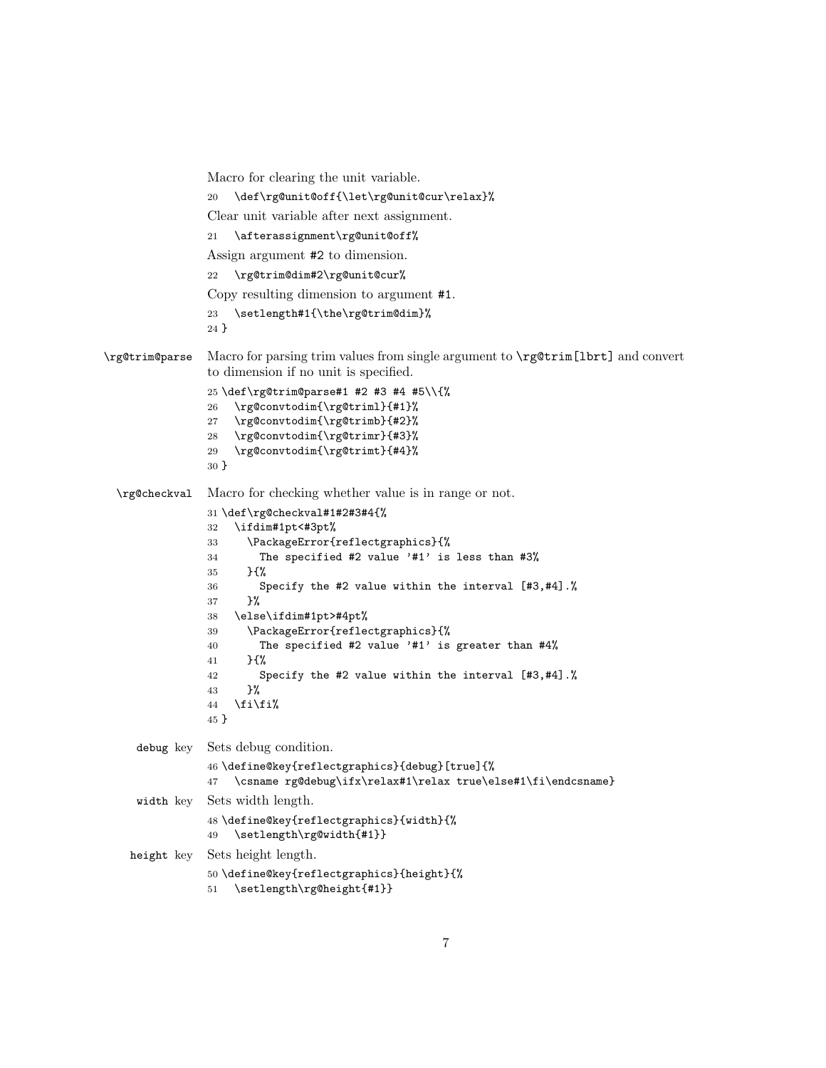Macro for clearing the unit variable.

```
20   \def\rg@unit@off{\let\rg@unit@cur\relax}%
```

Clear unit variable after next assignment.

```
21   \afterassignment\rg@unit@off%
```

Assign argument #2 to dimension.

```
22   \rg@trim@dim#2\rg@unit@cur%
```

Copy resulting dimension to argument #1.

```
23   \setlength#1{\the\rg@trim@dim}%
24 }
```

\rg@trim@parse Macro for parsing trim values from single argument to \rg@trim[lbrt] and convert to dimension if no unit is specified.

```
25 \def\rg@trim@parse#1 #2 #3 #4 #5\\{%
26   \rg@convtodim{\rg@triml}{#1}%
27   \rg@convtodim{\rg@trimb}{#2}%
28   \rg@convtodim{\rg@trimr}{#3}%
29   \rg@convtodim{\rg@trimt}{#4}%
30 }
```

\rg@checkval Macro for checking whether value is in range or not.

```
31 \def\rg@checkval#1#2#3#4{%
32   \ifdim#1pt<#3pt%
33     \PackageError{reflectgraphics}{%
34       The specified #2 value '#1' is less than #3%
35     }{%
36       Specify the #2 value within the interval [#3,#4].%
37     }%
38   \else\ifdim#1pt>#4pt%
39     \PackageError{reflectgraphics}{%
40       The specified #2 value '#1' is greater than #4%
41     }{%
42       Specify the #2 value within the interval [#3,#4].%
43     }%
44   \fi\fi%
45 }
```

debug key Sets debug condition.

```
46 \define@key{reflectgraphics}{debug}[true]{%
47   \csname rg@debug\ifx\relax#1\relax true\else#1\fi\endcsname}
```

width key Sets width length.

```
48 \define@key{reflectgraphics}{width}{%
49   \setlength\rg@width{#1}}
```

height key Sets height length.

```
50 \define@key{reflectgraphics}{height}{%
51   \setlength\rg@height{#1}}
```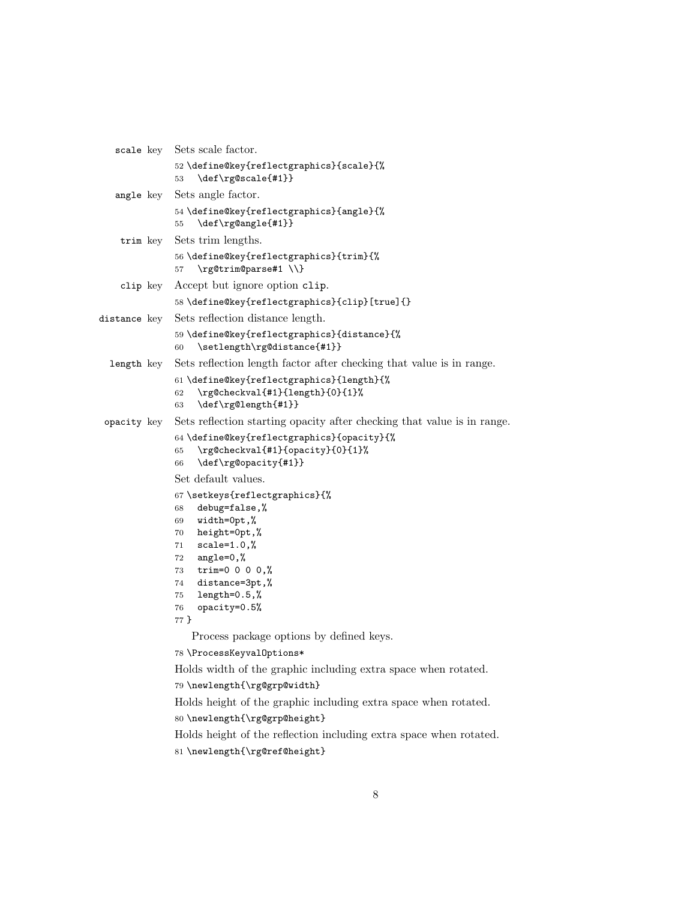`scale` key Sets scale factor.

```
52 \define@key{reflectgraphics}{scale}{%
53   \def\rg@scale{#1}}
```

`angle` key Sets angle factor.

```
54 \define@key{reflectgraphics}{angle}{%
55   \def\rg@angle{#1}}
```

`trim` key Sets trim lengths.

```
56 \define@key{reflectgraphics}{trim}{%
57   \rg@trim@parse#1 \\}
```

`clip` key Accept but ignore option `clip`.

```
58 \define@key{reflectgraphics}{clip}[true]{}
```

`distance` key Sets reflection distance length.

```
59 \define@key{reflectgraphics}{distance}{%
60   \setlength\rg@distance{#1}}
```

`length` key Sets reflection length factor after checking that value is in range.

```
61 \define@key{reflectgraphics}{length}{%
62   \rg@checkval{#1}{length}{0}{1}%
63   \def\rg@length{#1}}
```

`opacity` key Sets reflection starting opacity after checking that value is in range.

```
64 \define@key{reflectgraphics}{opacity}{%
65   \rg@checkval{#1}{opacity}{0}{1}%
66   \def\rg@opacity{#1}}
```

Set default values.

```
67 \setkeys{reflectgraphics}{%
68   debug=false,%
69   width=0pt,%
70   height=0pt,%
71   scale=1.0,%
72   angle=0,%
73   trim=0 0 0 0,%
74   distance=3pt,%
75   length=0.5,%
76   opacity=0.5%
77 }
```

Process package options by defined keys.

```
78 \ProcessKeyvalOptions*
```

Holds width of the graphic including extra space when rotated.

```
79 \newlength{\rg@grp@width}
```

Holds height of the graphic including extra space when rotated.

```
80 \newlength{\rg@grp@height}
```

Holds height of the reflection including extra space when rotated.

```
81 \newlength{\rg@ref@height}
```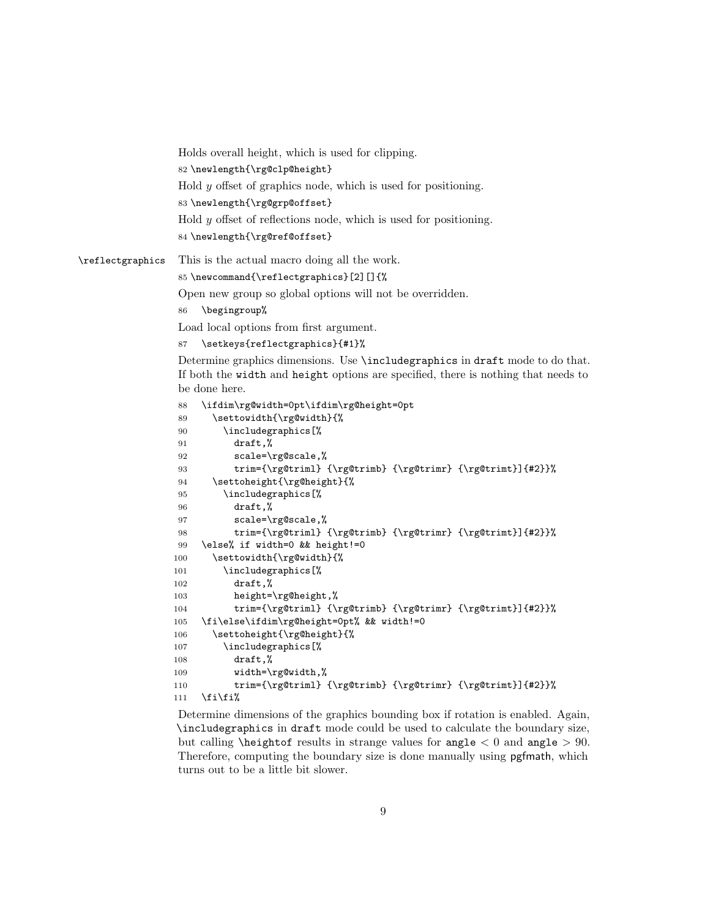Holds overall height, which is used for clipping.

```
82 \newlength{\rg@clp@height}
```

Hold $y$ offset of graphics node, which is used for positioning.

```
83 \newlength{\rg@grp@offset}
```

Hold $y$ offset of reflections node, which is used for positioning.

```
84 \newlength{\rg@ref@offset}
```

`\reflectgraphics` This is the actual macro doing all the work.

```
85 \newcommand{\reflectgraphics}[2][]{%
```

Open new group so global options will not be overridden.

```
86   \begingroup%
```

Load local options from first argument.

```
87   \setkeys{reflectgraphics}{#1}%
```

Determine graphics dimensions. Use `\includegraphics` in `draft` mode to do that. If both the `width` and `height` options are specified, there is nothing that needs to be done here.

```
88   \ifdim\rg@width=0pt\ifdim\rg@height=0pt
89     \settowidth{\rg@width}{%
90       \includegraphics[%
91         draft,%
92         scale=\rg@scale,%
93         trim={\rg@triml} {\rg@trimb} {\rg@trimr} {\rg@trimt}]{#2}}%
94     \settoheight{\rg@height}{%
95       \includegraphics[%
96         draft,%
97         scale=\rg@scale,%
98         trim={\rg@triml} {\rg@trimb} {\rg@trimr} {\rg@trimt}]{#2}}%
99   \else% if width=0 && height!=0
100    \settowidth{\rg@width}{%
101      \includegraphics[%
102        draft,%
103        height=\rg@height,%
104        trim={\rg@triml} {\rg@trimb} {\rg@trimr} {\rg@trimt}]{#2}}%
105  \fi\else\ifdim\rg@height=0pt% && width!=0
106    \settoheight{\rg@height}{%
107      \includegraphics[%
108        draft,%
109        width=\rg@width,%
110        trim={\rg@triml} {\rg@trimb} {\rg@trimr} {\rg@trimt}]{#2}}%
111  \fi\fi%
```

Determine dimensions of the graphics bounding box if rotation is enabled. Again, `\includegraphics` in `draft` mode could be used to calculate the boundary size, but calling `\heightof` results in strange values for `angle` $< 0$ and `angle` $> 90$. Therefore, computing the boundary size is done manually using pgfmath, which turns out to be a little bit slower.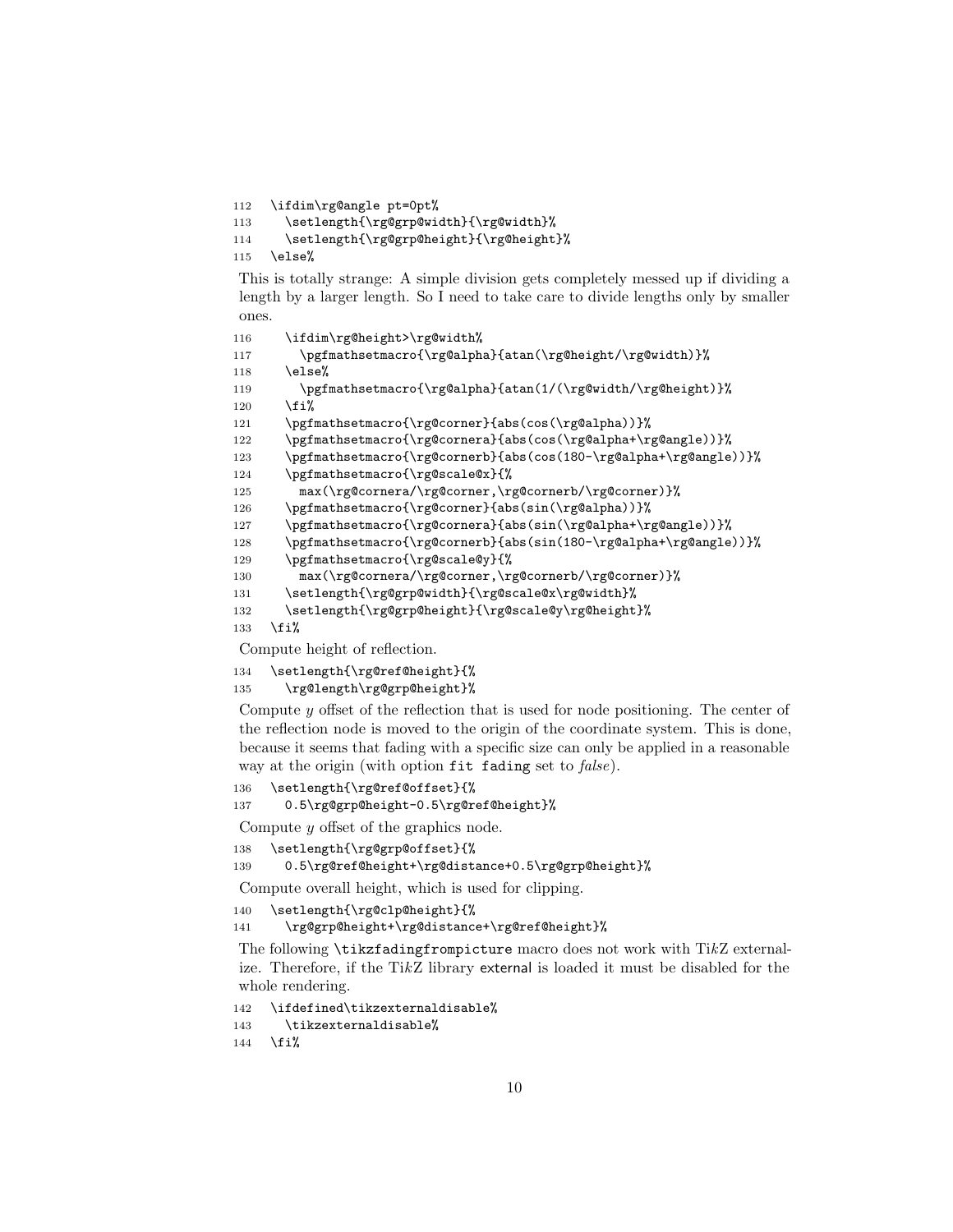```
112 \ifdim\rg@angle pt=0pt%
113   \setlength{\rg@grp@width}{\rg@width}%
114   \setlength{\rg@grp@height}{\rg@height}%
115 \else%
```

This is totally strange: A simple division gets completely messed up if dividing a length by a larger length. So I need to take care to divide lengths only by smaller ones.

```
116   \ifdim\rg@height>\rg@width%
117     \pgfmathsetmacro{\rg@alpha}{atan(\rg@height/\rg@width)}%
118   \else%
119     \pgfmathsetmacro{\rg@alpha}{atan(1/(\rg@width/\rg@height)}%
120   \fi%
121   \pgfmathsetmacro{\rg@corner}{abs(cos(\rg@alpha))}%
122   \pgfmathsetmacro{\rg@cornera}{abs(cos(\rg@alpha+\rg@angle))}%
123   \pgfmathsetmacro{\rg@cornerb}{abs(cos(180-\rg@alpha+\rg@angle))}%
124   \pgfmathsetmacro{\rg@scale@x}{%
125     max(\rg@cornera/\rg@corner,\rg@cornerb/\rg@corner)}%
126   \pgfmathsetmacro{\rg@corner}{abs(sin(\rg@alpha))}%
127   \pgfmathsetmacro{\rg@cornera}{abs(sin(\rg@alpha+\rg@angle))}%
128   \pgfmathsetmacro{\rg@cornerb}{abs(sin(180-\rg@alpha+\rg@angle))}%
129   \pgfmathsetmacro{\rg@scale@y}{%
130     max(\rg@cornera/\rg@corner,\rg@cornerb/\rg@corner)}%
131   \setlength{\rg@grp@width}{\rg@scale@x\rg@width}%
132   \setlength{\rg@grp@height}{\rg@scale@y\rg@height}%
133 \fi%
```

Compute height of reflection.

```
134 \setlength{\rg@ref@height}{%
135   \rg@length\rg@grp@height}%
```

Compute $y$ offset of the reflection that is used for node positioning. The center of the reflection node is moved to the origin of the coordinate system. This is done, because it seems that fading with a specific size can only be applied in a reasonable way at the origin (with option `fit fading` set to *false*).

```
136 \setlength{\rg@ref@offset}{%
137   0.5\rg@grp@height-0.5\rg@ref@height}%
```

Compute $y$ offset of the graphics node.

```
138 \setlength{\rg@grp@offset}{%
139   0.5\rg@ref@height+\rg@distance+0.5\rg@grp@height}%
```

Compute overall height, which is used for clipping.

```
140 \setlength{\rg@clp@height}{%
141   \rg@grp@height+\rg@distance+\rg@ref@height}%
```

The following `\tikzfadingfrompicture` macro does not work with Ti*k*Z externalize. Therefore, if the Ti*k*Z library external is loaded it must be disabled for the whole rendering.

```
142 \ifdefined\tikzexternaldisable%
143   \tikzexternaldisable%
144 \fi%
```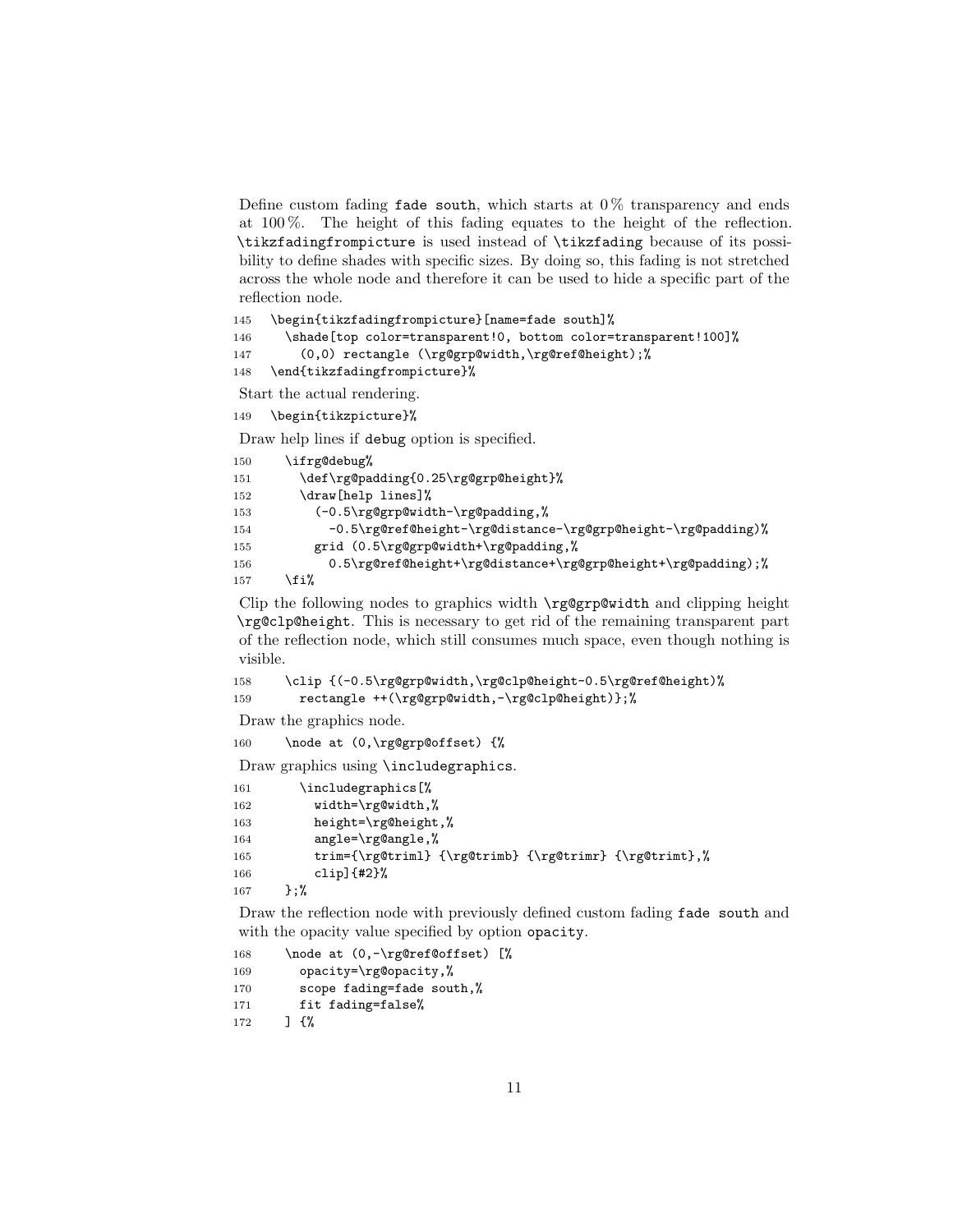Define custom fading `fade south`, which starts at 0 % transparency and ends at 100 %. The height of this fading equates to the height of the reflection. `\tikzfadingfrompicture` is used instead of `\tikzfading` because of its possibility to define shades with specific sizes. By doing so, this fading is not stretched across the whole node and therefore it can be used to hide a specific part of the reflection node.

```
145 \begin{tikzfadingfrompicture}[name=fade south]%
146   \shade[top color=transparent!0, bottom color=transparent!100]%
147     (0,0) rectangle (\rg@grp@width,\rg@ref@height);%
148 \end{tikzfadingfrompicture}%
```

Start the actual rendering.

```
149 \begin{tikzpicture}%
```

Draw help lines if `debug` option is specified.

```
150   \ifrg@debug%
151     \def\rg@padding{0.25\rg@grp@height}%
152     \draw[help lines]%
153       (-0.5\rg@grp@width-\rg@padding,%
154         -0.5\rg@ref@height-\rg@distance-\rg@grp@height-\rg@padding)%
155       grid (0.5\rg@grp@width+\rg@padding,%
156         0.5\rg@ref@height+\rg@distance+\rg@grp@height+\rg@padding);%
157   \fi%
```

Clip the following nodes to graphics width `\rg@grp@width` and clipping height `\rg@clp@height`. This is necessary to get rid of the remaining transparent part of the reflection node, which still consumes much space, even though nothing is visible.

```
158   \clip {(-0.5\rg@grp@width,\rg@clp@height-0.5\rg@ref@height)%
159     rectangle ++(\rg@grp@width,-\rg@clp@height)};%
```

Draw the graphics node.

```
160   \node at (0,\rg@grp@offset) {%
```

Draw graphics using `\includegraphics`.

```
161     \includegraphics[%
162       width=\rg@width,%
163       height=\rg@height,%
164       angle=\rg@angle,%
165       trim={\rg@triml} {\rg@trimb} {\rg@trimr} {\rg@trimt},%
166       clip]{#2}%
167   };%
```

Draw the reflection node with previously defined custom fading `fade south` and with the opacity value specified by option `opacity`.

```
168   \node at (0,-\rg@ref@offset) [%
169     opacity=\rg@opacity,%
170     scope fading=fade south,%
171     fit fading=false%
172   ] {%
```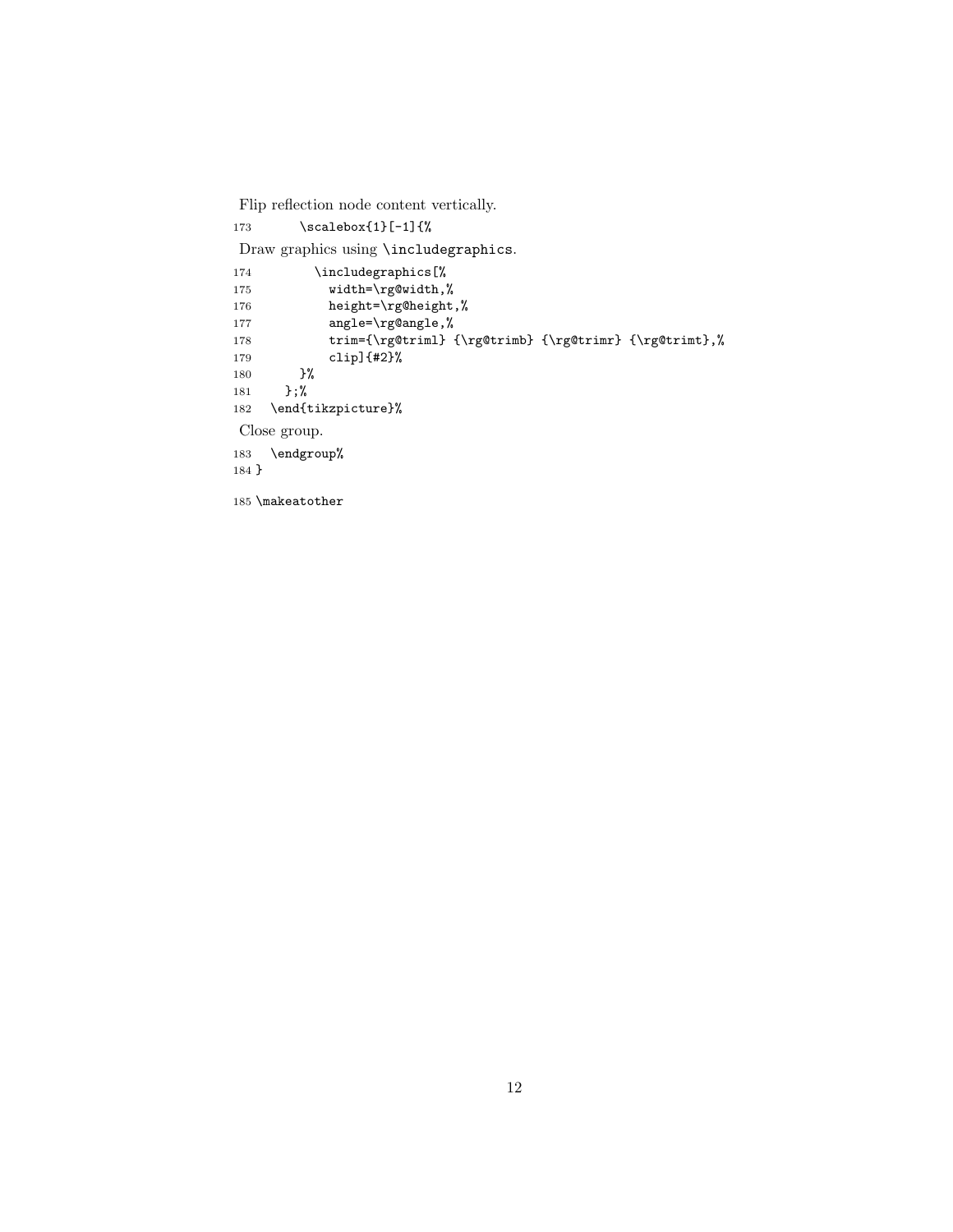Flip reflection node content vertically.

```
173       \scalebox{1}[-1]{%
```

Draw graphics using `\includegraphics`.

```
174         \includegraphics[%
175           width=\rg@width,%
176           height=\rg@height,%
177           angle=\rg@angle,%
178           trim={\rg@triml} {\rg@trimb} {\rg@trimr} {\rg@trimt},%
179           clip]{#2}%
180       }%
181     };%
182   \end{tikzpicture}%
```

Close group.

```
183   \endgroup%
184 }
```

```
185 \makeatother
```